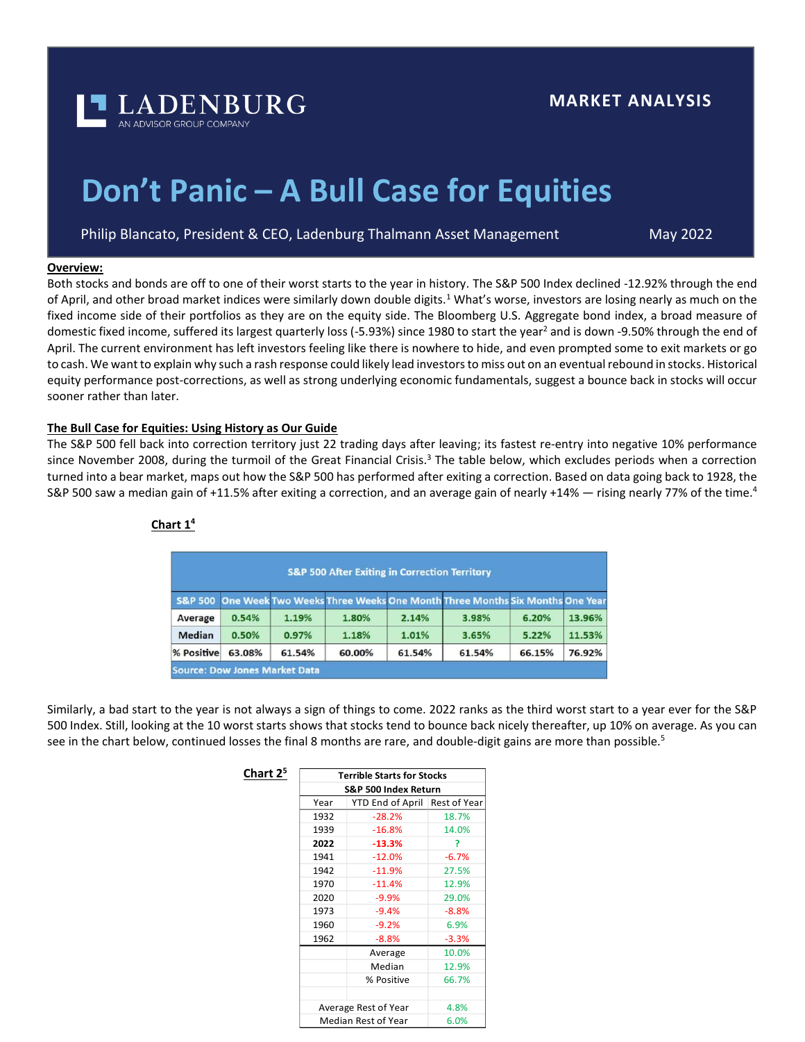LADENBURG
AN ADVISOR GROUP COMPANY

MARKET ANALYSIS

# Don't Panic – A Bull Case for Equities

Philip Blancato, President & CEO, Ladenburg Thalmann Asset Management

May 2022

**Overview:**

Both stocks and bonds are off to one of their worst starts to the year in history. The S&P 500 Index declined -12.92% through the end of April, and other broad market indices were similarly down double digits.[1] What's worse, investors are losing nearly as much on the fixed income side of their portfolios as they are on the equity side. The Bloomberg U.S. Aggregate bond index, a broad measure of domestic fixed income, suffered its largest quarterly loss (-5.93%) since 1980 to start the year[2] and is down -9.50% through the end of April. The current environment has left investors feeling like there is nowhere to hide, and even prompted some to exit markets or go to cash. We want to explain why such a rash response could likely lead investors to miss out on an eventual rebound in stocks. Historical equity performance post-corrections, as well as strong underlying economic fundamentals, suggest a bounce back in stocks will occur sooner rather than later.

**The Bull Case for Equities: Using History as Our Guide**

The S&P 500 fell back into correction territory just 22 trading days after leaving; its fastest re-entry into negative 10% performance since November 2008, during the turmoil of the Great Financial Crisis.[3] The table below, which excludes periods when a correction turned into a bear market, maps out how the S&P 500 has performed after exiting a correction. Based on data going back to 1928, the S&P 500 saw a median gain of +11.5% after exiting a correction, and an average gain of nearly +14% — rising nearly 77% of the time.[4]

**Chart 1[4]**

S&P 500 After Exiting in Correction Territory

| S&P 500 | One Week | Two Weeks | Three Weeks | One Month | Three Months | Six Months | One Year |
|---|---|---|---|---|---|---|---|
| Average | 0.54% | 1.19% | 1.80% | 2.14% | 3.98% | 6.20% | 13.96% |
| Median | 0.50% | 0.97% | 1.18% | 1.01% | 3.65% | 5.22% | 11.53% |
| % Positive | 63.08% | 61.54% | 60.00% | 61.54% | 61.54% | 66.15% | 76.92% |

Source: Dow Jones Market Data

Similarly, a bad start to the year is not always a sign of things to come. 2022 ranks as the third worst start to a year ever for the S&P 500 Index. Still, looking at the 10 worst starts shows that stocks tend to bounce back nicely thereafter, up 10% on average. As you can see in the chart below, continued losses the final 8 months are rare, and double-digit gains are more than possible.[5]

**Chart 2[5]**

Terrible Starts for Stocks
S&P 500 Index Return

| Year | YTD End of April | Rest of Year |
|---|---|---|
| 1932 | -28.2% | 18.7% |
| 1939 | -16.8% | 14.0% |
| **2022** | **-13.3%** | **?** |
| 1941 | -12.0% | -6.7% |
| 1942 | -11.9% | 27.5% |
| 1970 | -11.4% | 12.9% |
| 2020 | -9.9% | 29.0% |
| 1973 | -9.4% | -8.8% |
| 1960 | -9.2% | 6.9% |
| 1962 | -8.8% | -3.3% |
| | Average | 10.0% |
| | Median | 12.9% |
| | % Positive | 66.7% |
| | | |
| Average Rest of Year | | 4.8% |
| Median Rest of Year | | 6.0% |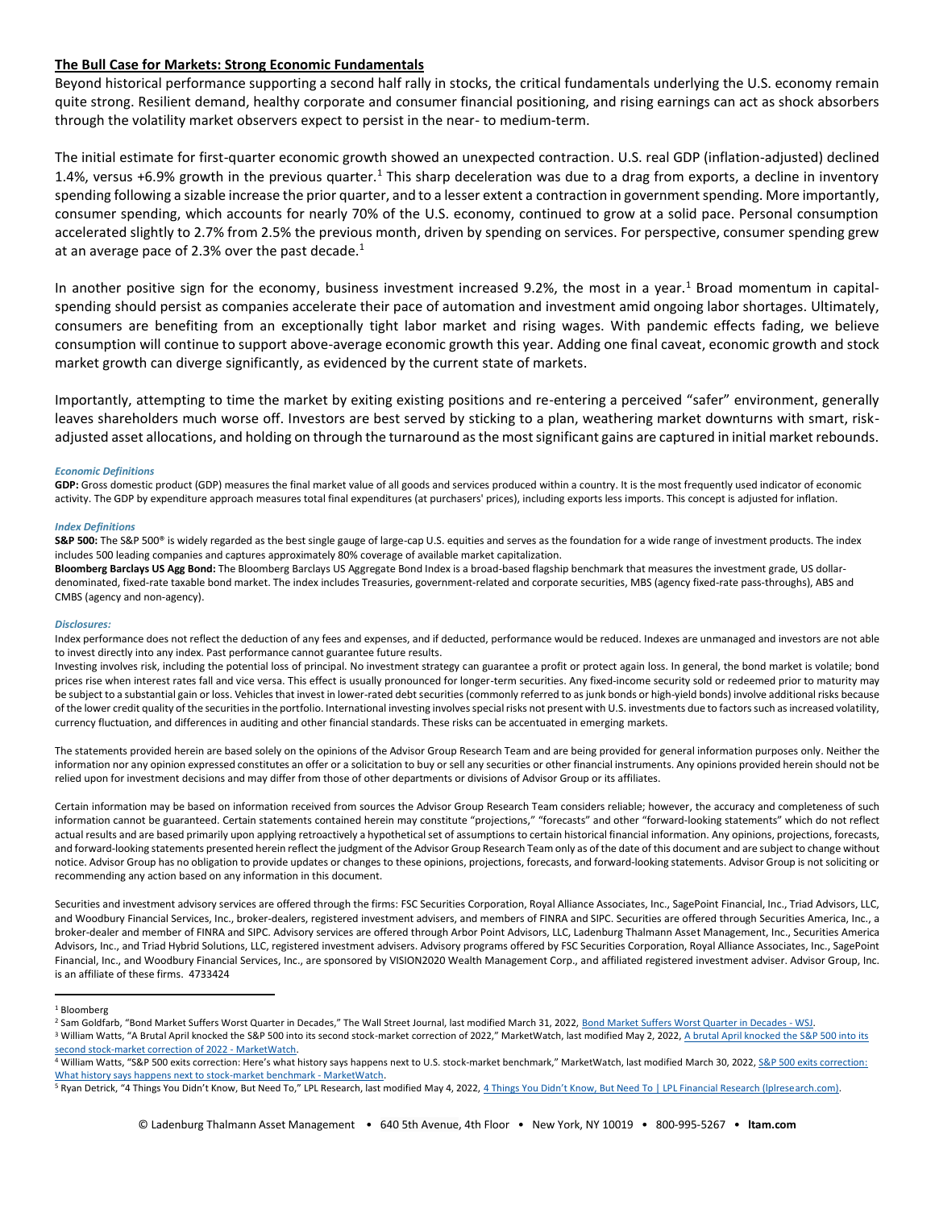## The Bull Case for Markets: Strong Economic Fundamentals

Beyond historical performance supporting a second half rally in stocks, the critical fundamentals underlying the U.S. economy remain quite strong. Resilient demand, healthy corporate and consumer financial positioning, and rising earnings can act as shock absorbers through the volatility market observers expect to persist in the near- to medium-term.

The initial estimate for first-quarter economic growth showed an unexpected contraction. U.S. real GDP (inflation-adjusted) declined 1.4%, versus +6.9% growth in the previous quarter.[1] This sharp deceleration was due to a drag from exports, a decline in inventory spending following a sizable increase the prior quarter, and to a lesser extent a contraction in government spending. More importantly, consumer spending, which accounts for nearly 70% of the U.S. economy, continued to grow at a solid pace. Personal consumption accelerated slightly to 2.7% from 2.5% the previous month, driven by spending on services. For perspective, consumer spending grew at an average pace of 2.3% over the past decade.[1]

In another positive sign for the economy, business investment increased 9.2%, the most in a year.[1] Broad momentum in capital-spending should persist as companies accelerate their pace of automation and investment amid ongoing labor shortages. Ultimately, consumers are benefiting from an exceptionally tight labor market and rising wages. With pandemic effects fading, we believe consumption will continue to support above-average economic growth this year. Adding one final caveat, economic growth and stock market growth can diverge significantly, as evidenced by the current state of markets.

Importantly, attempting to time the market by exiting existing positions and re-entering a perceived "safer" environment, generally leaves shareholders much worse off. Investors are best served by sticking to a plan, weathering market downturns with smart, risk-adjusted asset allocations, and holding on through the turnaround as the most significant gains are captured in initial market rebounds.

***Economic Definitions***

**GDP:** Gross domestic product (GDP) measures the final market value of all goods and services produced within a country. It is the most frequently used indicator of economic activity. The GDP by expenditure approach measures total final expenditures (at purchasers' prices), including exports less imports. This concept is adjusted for inflation.

***Index Definitions***

**S&P 500:** The S&P 500® is widely regarded as the best single gauge of large-cap U.S. equities and serves as the foundation for a wide range of investment products. The index includes 500 leading companies and captures approximately 80% coverage of available market capitalization.

**Bloomberg Barclays US Agg Bond:** The Bloomberg Barclays US Aggregate Bond Index is a broad-based flagship benchmark that measures the investment grade, US dollar-denominated, fixed-rate taxable bond market. The index includes Treasuries, government-related and corporate securities, MBS (agency fixed-rate pass-throughs), ABS and CMBS (agency and non-agency).

***Disclosures:***

Index performance does not reflect the deduction of any fees and expenses, and if deducted, performance would be reduced. Indexes are unmanaged and investors are not able to invest directly into any index. Past performance cannot guarantee future results.

Investing involves risk, including the potential loss of principal. No investment strategy can guarantee a profit or protect again loss. In general, the bond market is volatile; bond prices rise when interest rates fall and vice versa. This effect is usually pronounced for longer-term securities. Any fixed-income security sold or redeemed prior to maturity may be subject to a substantial gain or loss. Vehicles that invest in lower-rated debt securities (commonly referred to as junk bonds or high-yield bonds) involve additional risks because of the lower credit quality of the securities in the portfolio. International investing involves special risks not present with U.S. investments due to factors such as increased volatility, currency fluctuation, and differences in auditing and other financial standards. These risks can be accentuated in emerging markets.

The statements provided herein are based solely on the opinions of the Advisor Group Research Team and are being provided for general information purposes only. Neither the information nor any opinion expressed constitutes an offer or a solicitation to buy or sell any securities or other financial instruments. Any opinions provided herein should not be relied upon for investment decisions and may differ from those of other departments or divisions of Advisor Group or its affiliates.

Certain information may be based on information received from sources the Advisor Group Research Team considers reliable; however, the accuracy and completeness of such information cannot be guaranteed. Certain statements contained herein may constitute "projections," "forecasts" and other "forward-looking statements" which do not reflect actual results and are based primarily upon applying retroactively a hypothetical set of assumptions to certain historical financial information. Any opinions, projections, forecasts, and forward-looking statements presented herein reflect the judgment of the Advisor Group Research Team only as of the date of this document and are subject to change without notice. Advisor Group has no obligation to provide updates or changes to these opinions, projections, forecasts, and forward-looking statements. Advisor Group is not soliciting or recommending any action based on any information in this document.

Securities and investment advisory services are offered through the firms: FSC Securities Corporation, Royal Alliance Associates, Inc., SagePoint Financial, Inc., Triad Advisors, LLC, and Woodbury Financial Services, Inc., broker-dealers, registered investment advisers, and members of FINRA and SIPC. Securities are offered through Securities America, Inc., a broker-dealer and member of FINRA and SIPC. Advisory services are offered through Arbor Point Advisors, LLC, Ladenburg Thalmann Asset Management, Inc., Securities America Advisors, Inc., and Triad Hybrid Solutions, LLC, registered investment advisers. Advisory programs offered by FSC Securities Corporation, Royal Alliance Associates, Inc., SagePoint Financial, Inc., and Woodbury Financial Services, Inc., are sponsored by VISION2020 Wealth Management Corp., and affiliated registered investment adviser. Advisor Group, Inc. is an affiliate of these firms. 4733424

---

[1] Bloomberg

[2] Sam Goldfarb, "Bond Market Suffers Worst Quarter in Decades," The Wall Street Journal, last modified March 31, 2022, Bond Market Suffers Worst Quarter in Decades - WSJ.

[3] William Watts, "A Brutal April knocked the S&P 500 into its second stock-market correction of 2022," MarketWatch, last modified May 2, 2022, A brutal April knocked the S&P 500 into its second stock-market correction of 2022 - MarketWatch.

[4] William Watts, "S&P 500 exits correction: Here's what history says happens next to U.S. stock-market benchmark," MarketWatch, last modified March 30, 2022, S&P 500 exits correction: What history says happens next to stock-market benchmark - MarketWatch.

[5] Ryan Detrick, "4 Things You Didn't Know, But Need To," LPL Research, last modified May 4, 2022, 4 Things You Didn't Know, But Need To | LPL Financial Research (lplresearch.com).

© Ladenburg Thalmann Asset Management • 640 5th Avenue, 4th Floor • New York, NY 10019 • 800-995-5267 • **ltam.com**